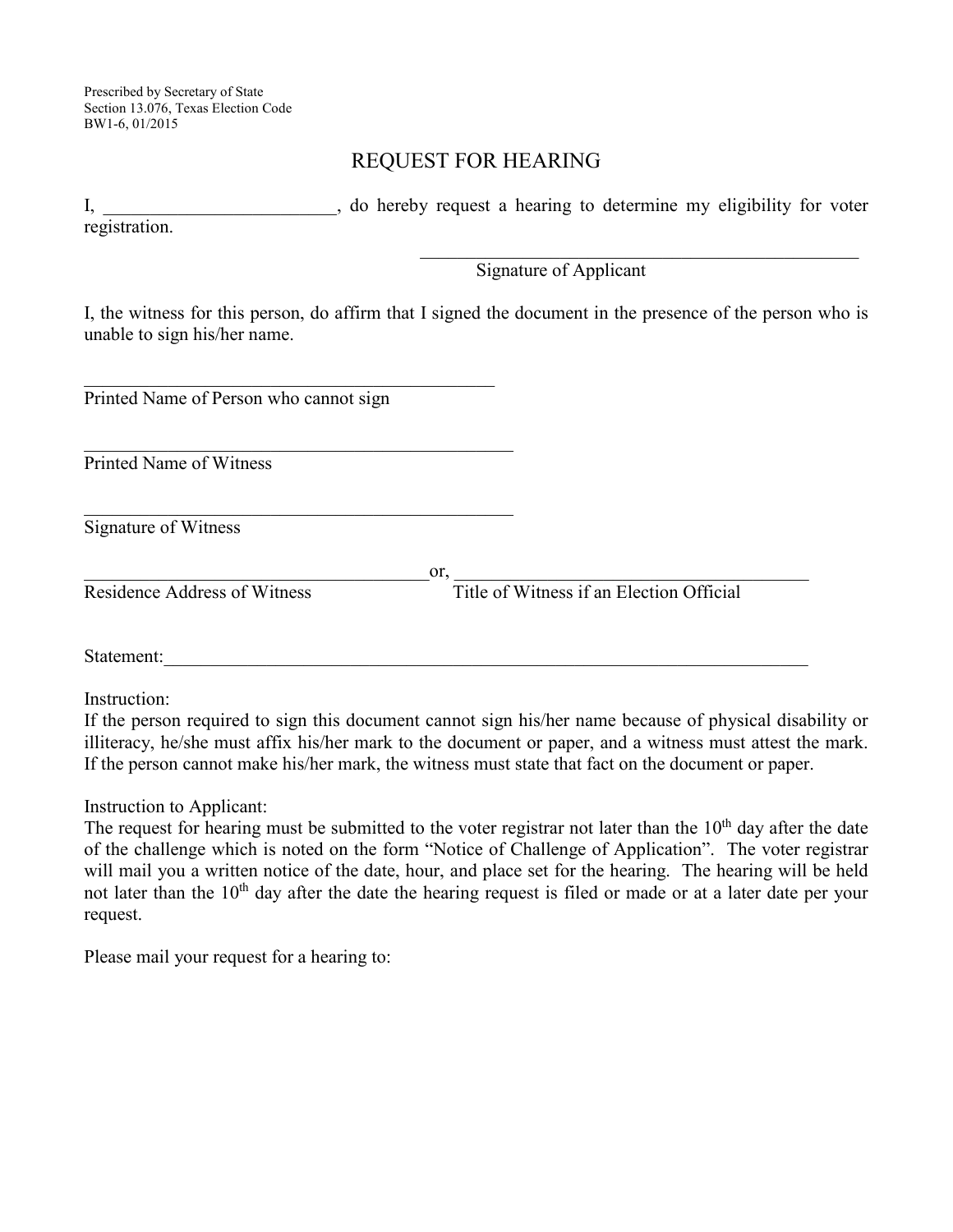Prescribed by Secretary of State
Section 13.076, Texas Election Code
BW1-6, 01/2015

# REQUEST FOR HEARING

I, _________________________, do hereby request a hearing to determine my eligibility for voter registration.

_______________________________________________
Signature of Applicant

I, the witness for this person, do affirm that I signed the document in the presence of the person who is unable to sign his/her name.

_____________________________________________
Printed Name of Person who cannot sign

_______________________________________________
Printed Name of Witness

_______________________________________________
Signature of Witness

______________________________________or, ______________________________________
Residence Address of Witness Title of Witness if an Election Official

Statement:_________________________________________________________________________

Instruction:
If the person required to sign this document cannot sign his/her name because of physical disability or illiteracy, he/she must affix his/her mark to the document or paper, and a witness must attest the mark. If the person cannot make his/her mark, the witness must state that fact on the document or paper.

Instruction to Applicant:
The request for hearing must be submitted to the voter registrar not later than the 10th day after the date of the challenge which is noted on the form "Notice of Challenge of Application". The voter registrar will mail you a written notice of the date, hour, and place set for the hearing. The hearing will be held not later than the 10th day after the date the hearing request is filed or made or at a later date per your request.

Please mail your request for a hearing to: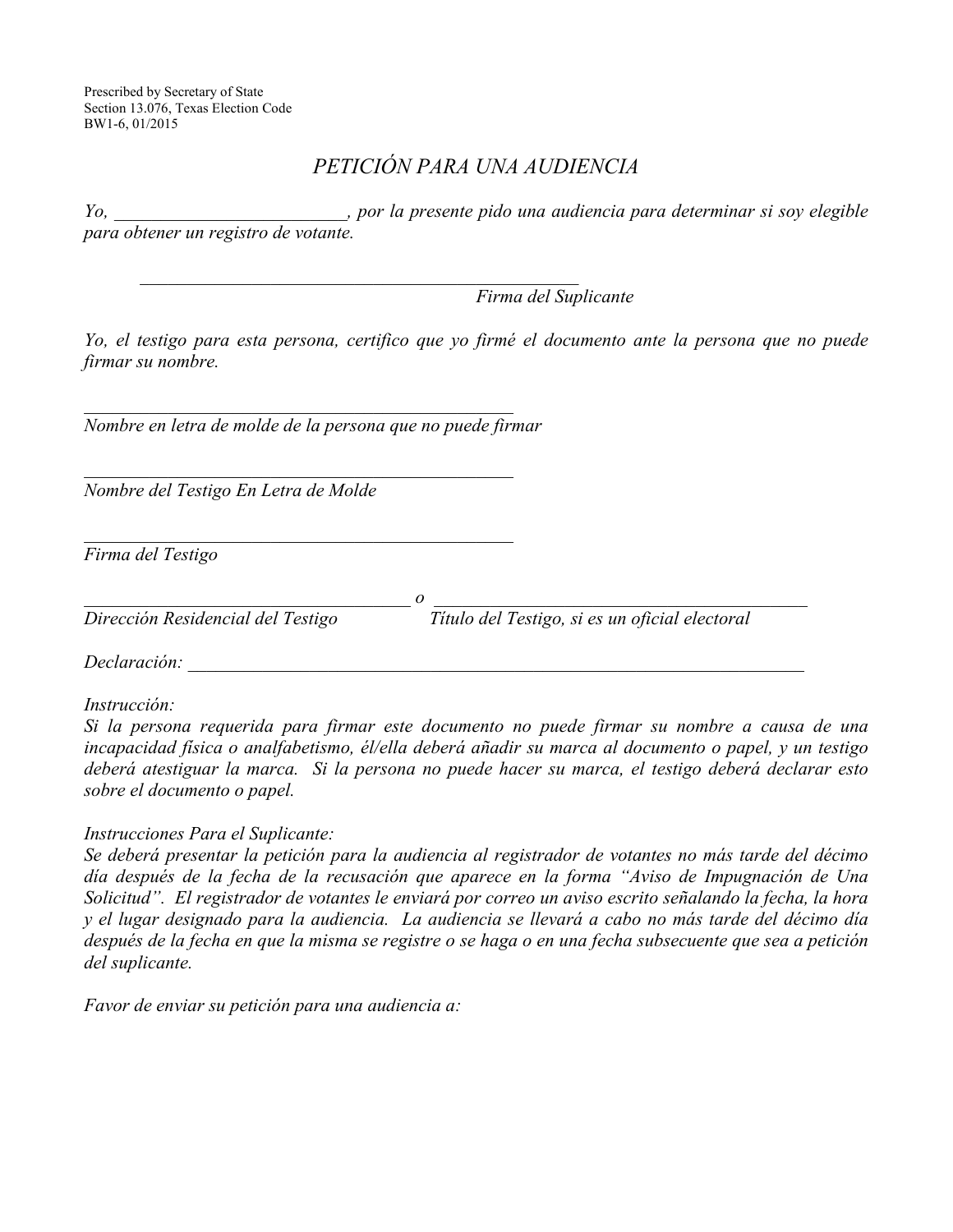Prescribed by Secretary of State
Section 13.076, Texas Election Code
BW1-6, 01/2015

# *PETICIÓN PARA UNA AUDIENCIA*

*Yo, __________________________, por la presente pido una audiencia para determinar si soy elegible para obtener un registro de votante.*

_____________________________________________________
*Firma del Suplicante*

*Yo, el testigo para esta persona, certifico que yo firmé el documento ante la persona que no puede firmar su nombre.*

_________________________________________________
*Nombre en letra de molde de la persona que no puede firmar*

_________________________________________________
*Nombre del Testigo En Letra de Molde*

_________________________________________________
*Firma del Testigo*

_____________________________________ *o* __________________________________________
*Dirección Residencial del Testigo* *Título del Testigo, si es un oficial electoral*

*Declaración:* _________________________________________________________________________

*Instrucción:*
*Si la persona requerida para firmar este documento no puede firmar su nombre a causa de una incapacidad física o analfabetismo, él/ella deberá añadir su marca al documento o papel, y un testigo deberá atestiguar la marca. Si la persona no puede hacer su marca, el testigo deberá declarar esto sobre el documento o papel.*

*Instrucciones Para el Suplicante:*
*Se deberá presentar la petición para la audiencia al registrador de votantes no más tarde del décimo día después de la fecha de la recusación que aparece en la forma "Aviso de Impugnación de Una Solicitud". El registrador de votantes le enviará por correo un aviso escrito señalando la fecha, la hora y el lugar designado para la audiencia. La audiencia se llevará a cabo no más tarde del décimo día después de la fecha en que la misma se registre o se haga o en una fecha subsecuente que sea a petición del suplicante.*

*Favor de enviar su petición para una audiencia a:*